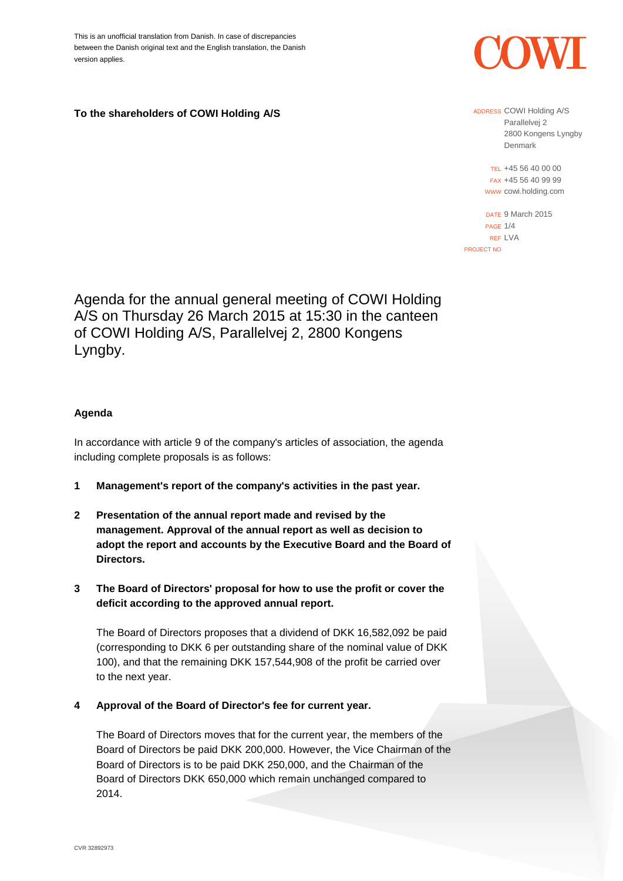This is an unofficial translation from Danish. In case of discrepancies between the Danish original text and the English translation, the Danish version applies.

COWI

**To the shareholders of COWI Holding A/S**

ADDRESS COWI Holding A/S
Parallelvej 2
2800 Kongens Lyngby
Denmark

TEL +45 56 40 00 00
FAX +45 56 40 99 99
WWW cowi.holding.com

DATE 9 March 2015
PAGE 1/4
REF LVA
PROJECT NO

# Agenda for the annual general meeting of COWI Holding A/S on Thursday 26 March 2015 at 15:30 in the canteen of COWI Holding A/S, Parallelvej 2, 2800 Kongens Lyngby.

**Agenda**

In accordance with article 9 of the company's articles of association, the agenda including complete proposals is as follows:

**1 Management's report of the company's activities in the past year.**

**2 Presentation of the annual report made and revised by the management. Approval of the annual report as well as decision to adopt the report and accounts by the Executive Board and the Board of Directors.**

**3 The Board of Directors' proposal for how to use the profit or cover the deficit according to the approved annual report.**

The Board of Directors proposes that a dividend of DKK 16,582,092 be paid (corresponding to DKK 6 per outstanding share of the nominal value of DKK 100), and that the remaining DKK 157,544,908 of the profit be carried over to the next year.

**4 Approval of the Board of Director's fee for current year.**

The Board of Directors moves that for the current year, the members of the Board of Directors be paid DKK 200,000. However, the Vice Chairman of the Board of Directors is to be paid DKK 250,000, and the Chairman of the Board of Directors DKK 650,000 which remain unchanged compared to 2014.

CVR 32892973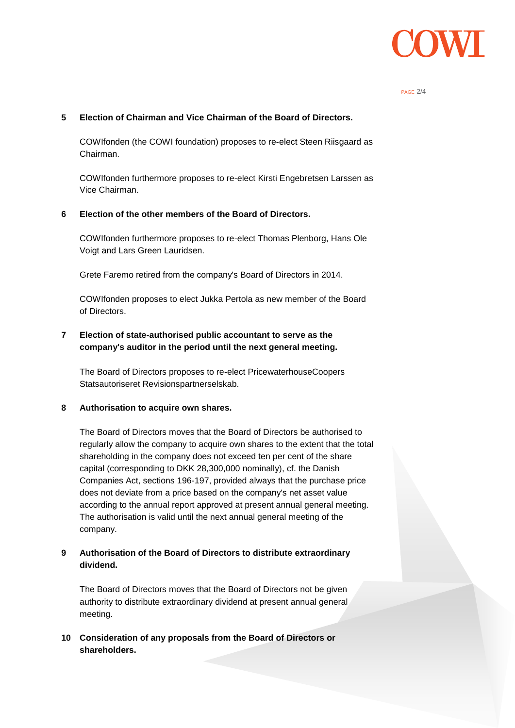**5 Election of Chairman and Vice Chairman of the Board of Directors.**

COWIfonden (the COWI foundation) proposes to re-elect Steen Riisgaard as Chairman.

COWIfonden furthermore proposes to re-elect Kirsti Engebretsen Larssen as Vice Chairman.

**6 Election of the other members of the Board of Directors.**

COWIfonden furthermore proposes to re-elect Thomas Plenborg, Hans Ole Voigt and Lars Green Lauridsen.

Grete Faremo retired from the company's Board of Directors in 2014.

COWIfonden proposes to elect Jukka Pertola as new member of the Board of Directors.

**7 Election of state-authorised public accountant to serve as the company's auditor in the period until the next general meeting.**

The Board of Directors proposes to re-elect PricewaterhouseCoopers Statsautoriseret Revisionspartnerselskab.

**8 Authorisation to acquire own shares.**

The Board of Directors moves that the Board of Directors be authorised to regularly allow the company to acquire own shares to the extent that the total shareholding in the company does not exceed ten per cent of the share capital (corresponding to DKK 28,300,000 nominally), cf. the Danish Companies Act, sections 196-197, provided always that the purchase price does not deviate from a price based on the company's net asset value according to the annual report approved at present annual general meeting. The authorisation is valid until the next annual general meeting of the company.

**9 Authorisation of the Board of Directors to distribute extraordinary dividend.**

The Board of Directors moves that the Board of Directors not be given authority to distribute extraordinary dividend at present annual general meeting.

**10 Consideration of any proposals from the Board of Directors or shareholders.**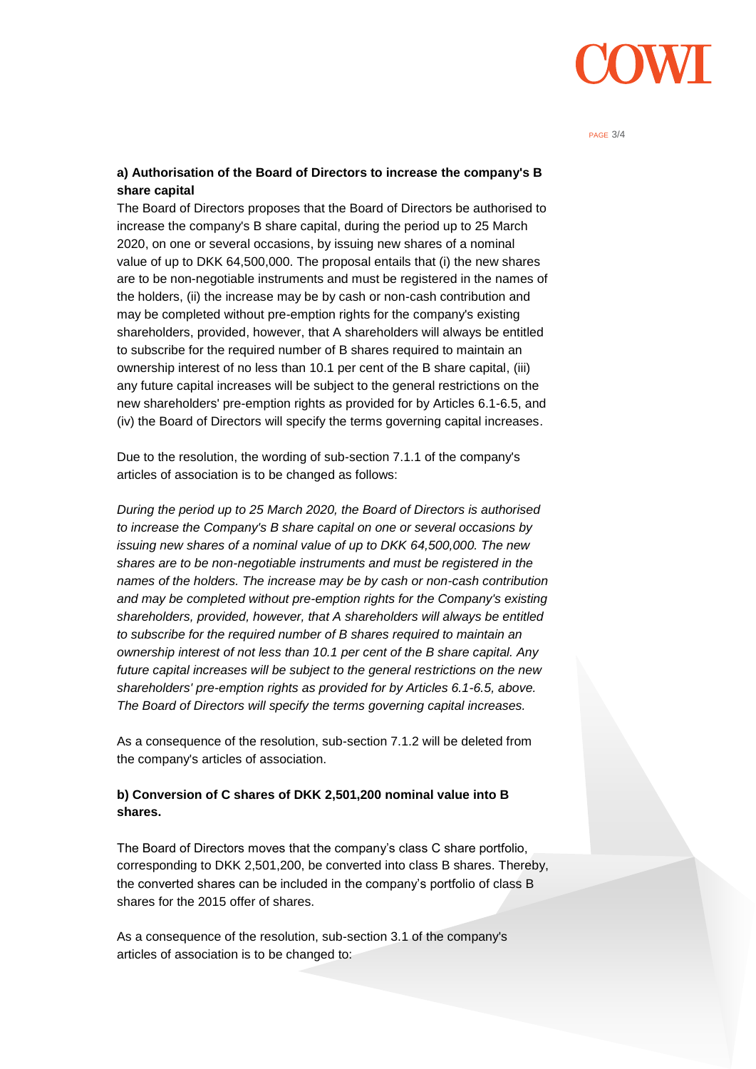**a) Authorisation of the Board of Directors to increase the company's B share capital**

The Board of Directors proposes that the Board of Directors be authorised to increase the company's B share capital, during the period up to 25 March 2020, on one or several occasions, by issuing new shares of a nominal value of up to DKK 64,500,000. The proposal entails that (i) the new shares are to be non-negotiable instruments and must be registered in the names of the holders, (ii) the increase may be by cash or non-cash contribution and may be completed without pre-emption rights for the company's existing shareholders, provided, however, that A shareholders will always be entitled to subscribe for the required number of B shares required to maintain an ownership interest of no less than 10.1 per cent of the B share capital, (iii) any future capital increases will be subject to the general restrictions on the new shareholders' pre-emption rights as provided for by Articles 6.1-6.5, and (iv) the Board of Directors will specify the terms governing capital increases.

Due to the resolution, the wording of sub-section 7.1.1 of the company's articles of association is to be changed as follows:

*During the period up to 25 March 2020, the Board of Directors is authorised to increase the Company's B share capital on one or several occasions by issuing new shares of a nominal value of up to DKK 64,500,000. The new shares are to be non-negotiable instruments and must be registered in the names of the holders. The increase may be by cash or non-cash contribution and may be completed without pre-emption rights for the Company's existing shareholders, provided, however, that A shareholders will always be entitled to subscribe for the required number of B shares required to maintain an ownership interest of not less than 10.1 per cent of the B share capital. Any future capital increases will be subject to the general restrictions on the new shareholders' pre-emption rights as provided for by Articles 6.1-6.5, above. The Board of Directors will specify the terms governing capital increases.*

As a consequence of the resolution, sub-section 7.1.2 will be deleted from the company's articles of association.

**b) Conversion of C shares of DKK 2,501,200 nominal value into B shares.**

The Board of Directors moves that the company's class C share portfolio, corresponding to DKK 2,501,200, be converted into class B shares. Thereby, the converted shares can be included in the company's portfolio of class B shares for the 2015 offer of shares.

As a consequence of the resolution, sub-section 3.1 of the company's articles of association is to be changed to: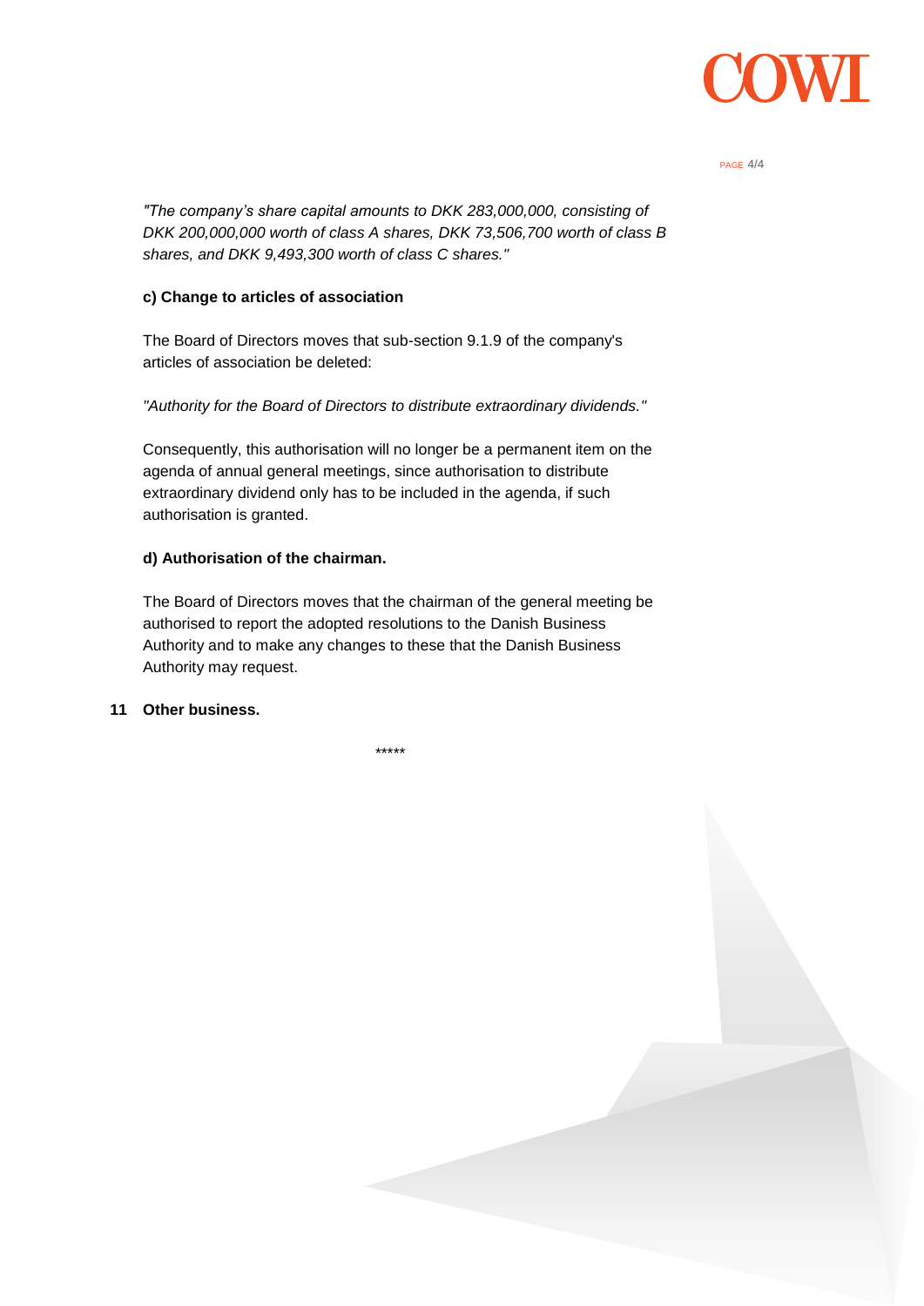*"The company's share capital amounts to DKK 283,000,000, consisting of DKK 200,000,000 worth of class A shares, DKK 73,506,700 worth of class B shares, and DKK 9,493,300 worth of class C shares."*

**c) Change to articles of association**

The Board of Directors moves that sub-section 9.1.9 of the company's articles of association be deleted:

*"Authority for the Board of Directors to distribute extraordinary dividends."*

Consequently, this authorisation will no longer be a permanent item on the agenda of annual general meetings, since authorisation to distribute extraordinary dividend only has to be included in the agenda, if such authorisation is granted.

**d) Authorisation of the chairman.**

The Board of Directors moves that the chairman of the general meeting be authorised to report the adopted resolutions to the Danish Business Authority and to make any changes to these that the Danish Business Authority may request.

**11 Other business.**

*****